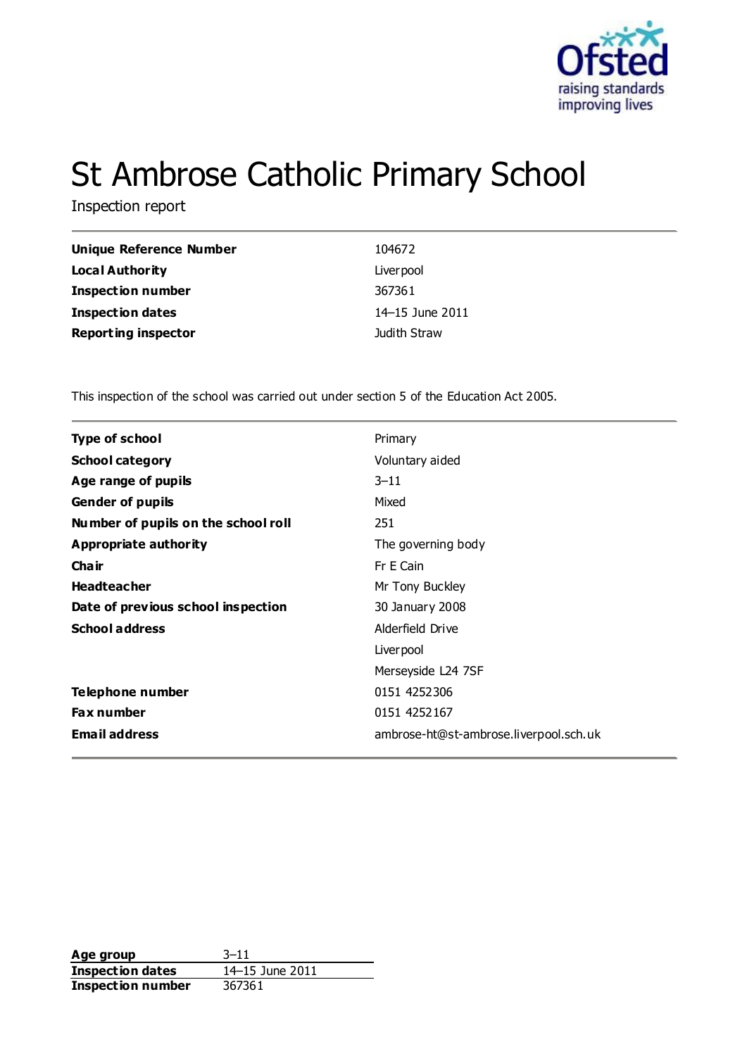# St Ambrose Catholic Primary School

Inspection report

| | |
|---|---|
| **Unique Reference Number** | 104672 |
| **Local Authority** | Liverpool |
| **Inspection number** | 367361 |
| **Inspection dates** | 14–15 June 2011 |
| **Reporting inspector** | Judith Straw |

This inspection of the school was carried out under section 5 of the Education Act 2005.

| | |
|---|---|
| **Type of school** | Primary |
| **School category** | Voluntary aided |
| **Age range of pupils** | 3–11 |
| **Gender of pupils** | Mixed |
| **Number of pupils on the school roll** | 251 |
| **Appropriate authority** | The governing body |
| **Chair** | Fr E Cain |
| **Headteacher** | Mr Tony Buckley |
| **Date of previous school inspection** | 30 January 2008 |
| **School address** | Alderfield Drive<br>Liverpool<br>Merseyside L24 7SF |
| **Telephone number** | 0151 4252306 |
| **Fax number** | 0151 4252167 |
| **Email address** | ambrose-ht@st-ambrose.liverpool.sch.uk |

| | |
|---|---|
| **Age group** | 3–11 |
| **Inspection dates** | 14–15 June 2011 |
| **Inspection number** | 367361 |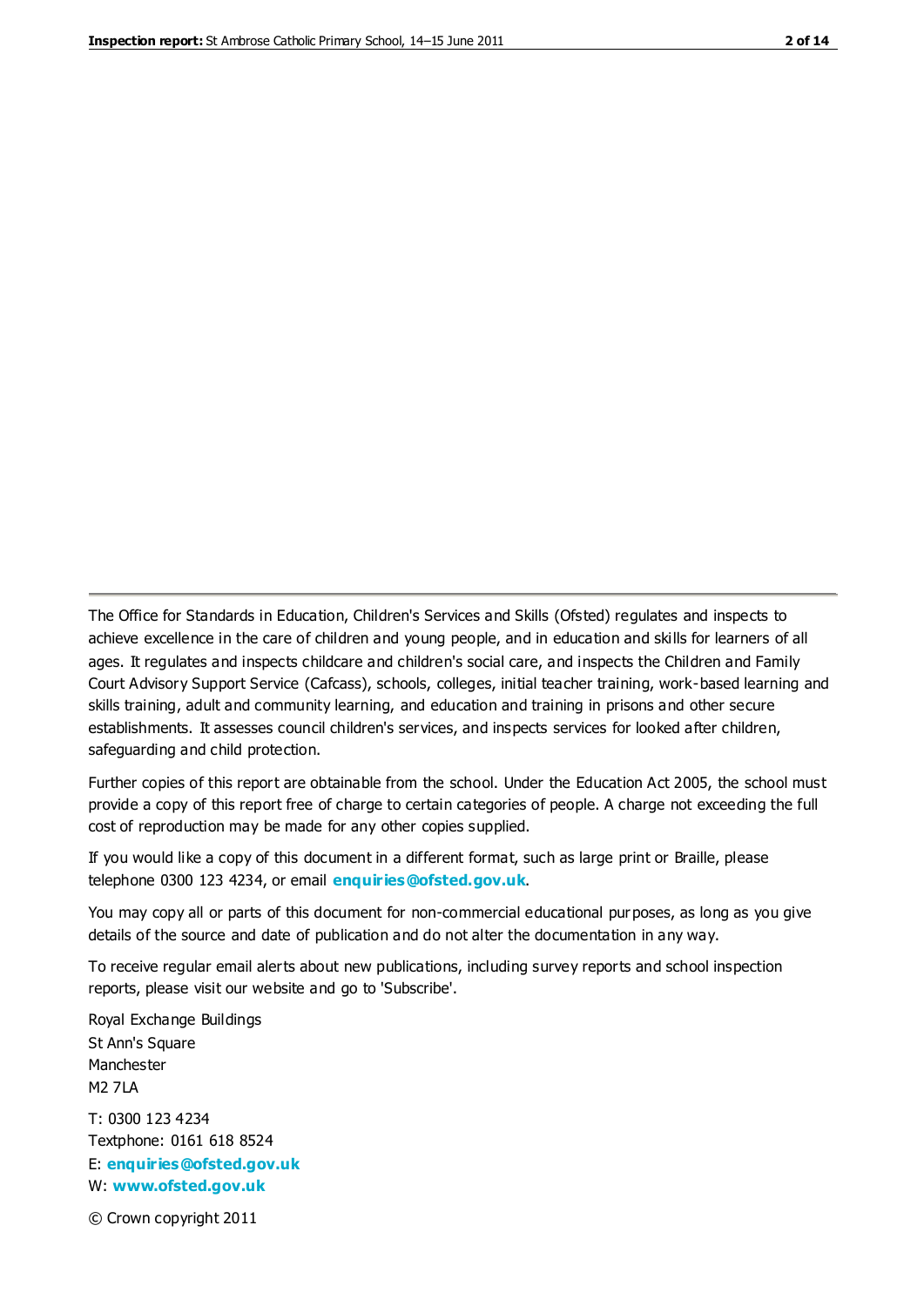The Office for Standards in Education, Children's Services and Skills (Ofsted) regulates and inspects to achieve excellence in the care of children and young people, and in education and skills for learners of all ages. It regulates and inspects childcare and children's social care, and inspects the Children and Family Court Advisory Support Service (Cafcass), schools, colleges, initial teacher training, work-based learning and skills training, adult and community learning, and education and training in prisons and other secure establishments. It assesses council children's services, and inspects services for looked after children, safeguarding and child protection.

Further copies of this report are obtainable from the school. Under the Education Act 2005, the school must provide a copy of this report free of charge to certain categories of people. A charge not exceeding the full cost of reproduction may be made for any other copies supplied.

If you would like a copy of this document in a different format, such as large print or Braille, please telephone 0300 123 4234, or email **enquiries@ofsted.gov.uk**.

You may copy all or parts of this document for non-commercial educational purposes, as long as you give details of the source and date of publication and do not alter the documentation in any way.

To receive regular email alerts about new publications, including survey reports and school inspection reports, please visit our website and go to 'Subscribe'.

Royal Exchange Buildings
St Ann's Square
Manchester
M2 7LA

T: 0300 123 4234
Textphone: 0161 618 8524
E: **enquiries@ofsted.gov.uk**
W: **www.ofsted.gov.uk**

© Crown copyright 2011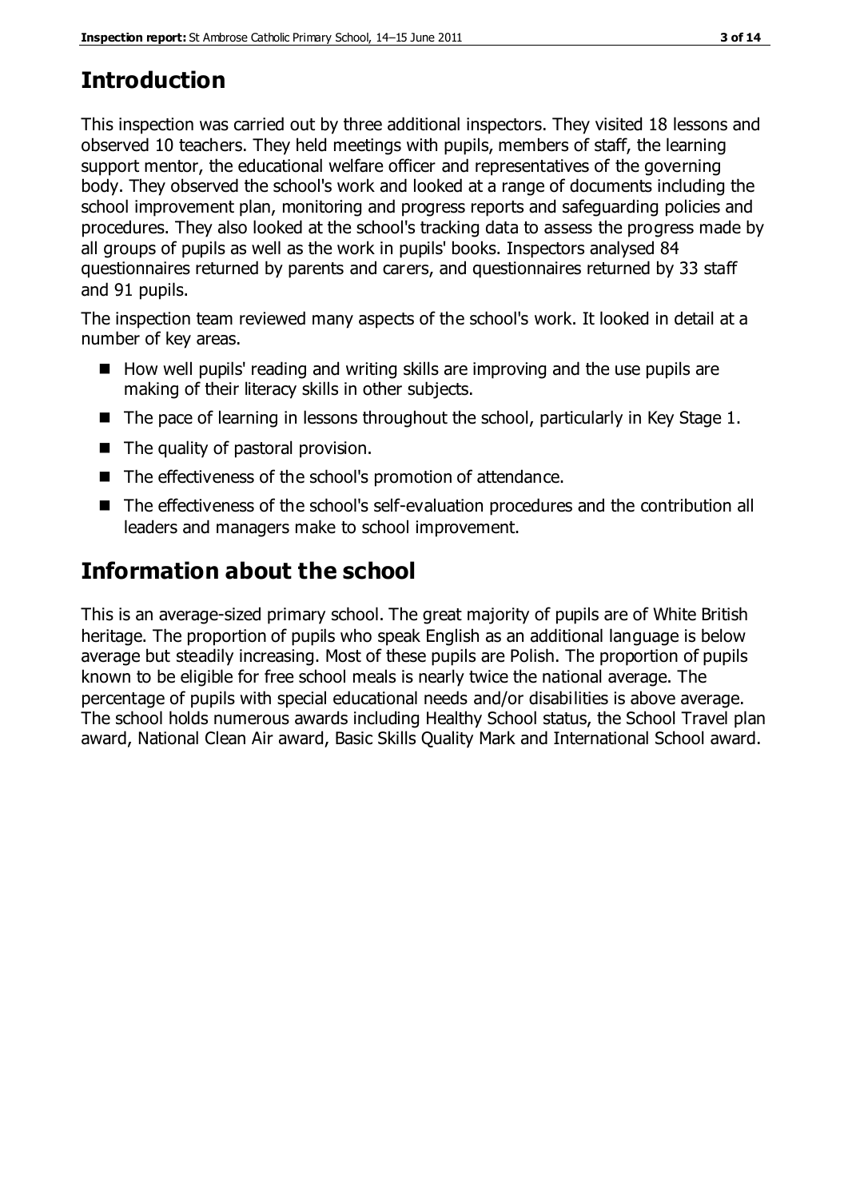## Introduction

This inspection was carried out by three additional inspectors. They visited 18 lessons and observed 10 teachers. They held meetings with pupils, members of staff, the learning support mentor, the educational welfare officer and representatives of the governing body. They observed the school's work and looked at a range of documents including the school improvement plan, monitoring and progress reports and safeguarding policies and procedures. They also looked at the school's tracking data to assess the progress made by all groups of pupils as well as the work in pupils' books. Inspectors analysed 84 questionnaires returned by parents and carers, and questionnaires returned by 33 staff and 91 pupils.

The inspection team reviewed many aspects of the school's work. It looked in detail at a number of key areas.

- How well pupils' reading and writing skills are improving and the use pupils are making of their literacy skills in other subjects.
- The pace of learning in lessons throughout the school, particularly in Key Stage 1.
- The quality of pastoral provision.
- The effectiveness of the school's promotion of attendance.
- The effectiveness of the school's self-evaluation procedures and the contribution all leaders and managers make to school improvement.

## Information about the school

This is an average-sized primary school. The great majority of pupils are of White British heritage. The proportion of pupils who speak English as an additional language is below average but steadily increasing. Most of these pupils are Polish. The proportion of pupils known to be eligible for free school meals is nearly twice the national average. The percentage of pupils with special educational needs and/or disabilities is above average. The school holds numerous awards including Healthy School status, the School Travel plan award, National Clean Air award, Basic Skills Quality Mark and International School award.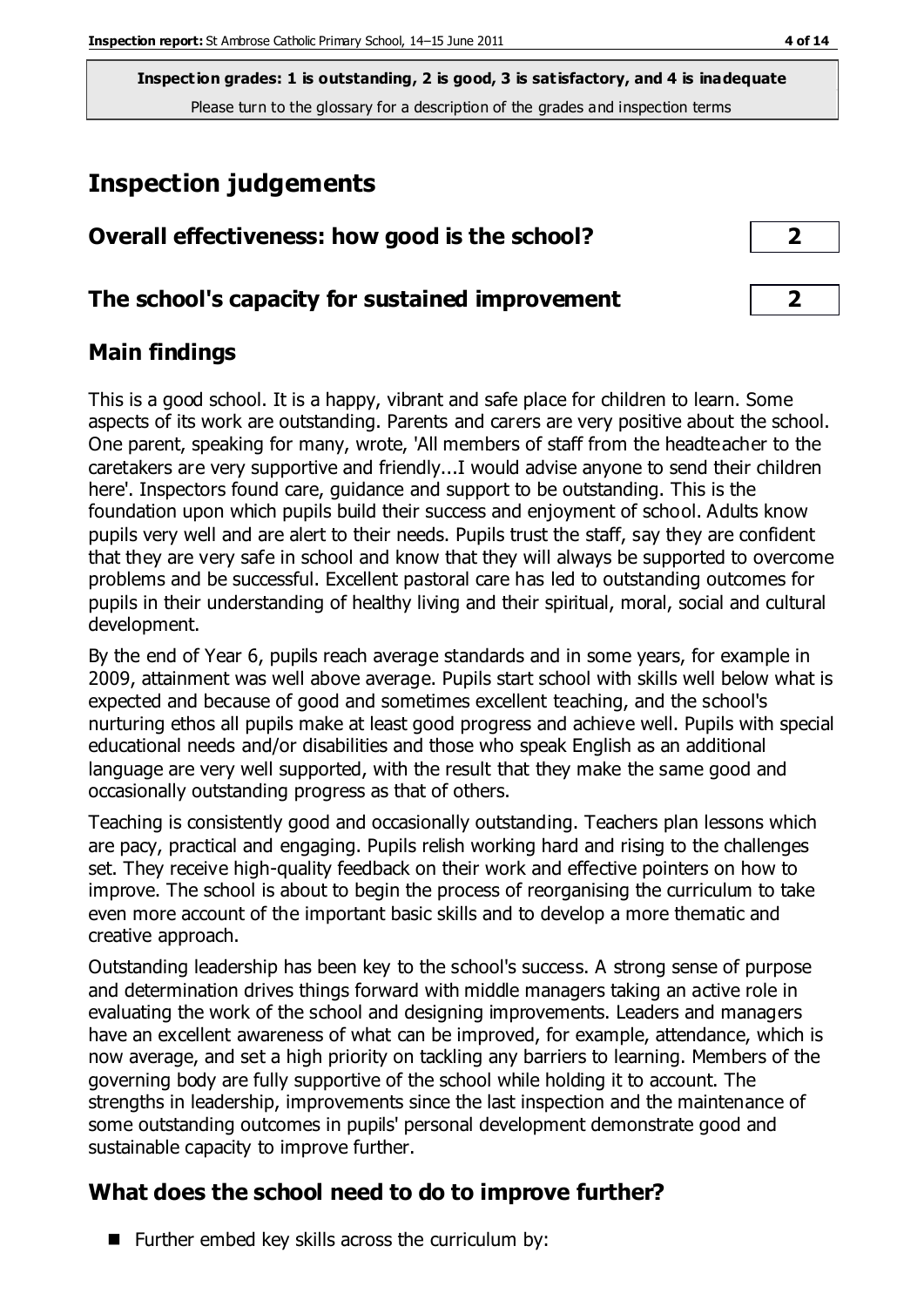**Inspection grades: 1 is outstanding, 2 is good, 3 is satisfactory, and 4 is inadequate**
Please turn to the glossary for a description of the grades and inspection terms

# Inspection judgements

| | |
|---|---|
| **Overall effectiveness: how good is the school?** | **2** |
| **The school's capacity for sustained improvement** | **2** |

## Main findings

This is a good school. It is a happy, vibrant and safe place for children to learn. Some aspects of its work are outstanding. Parents and carers are very positive about the school. One parent, speaking for many, wrote, 'All members of staff from the headteacher to the caretakers are very supportive and friendly...I would advise anyone to send their children here'. Inspectors found care, guidance and support to be outstanding. This is the foundation upon which pupils build their success and enjoyment of school. Adults know pupils very well and are alert to their needs. Pupils trust the staff, say they are confident that they are very safe in school and know that they will always be supported to overcome problems and be successful. Excellent pastoral care has led to outstanding outcomes for pupils in their understanding of healthy living and their spiritual, moral, social and cultural development.

By the end of Year 6, pupils reach average standards and in some years, for example in 2009, attainment was well above average. Pupils start school with skills well below what is expected and because of good and sometimes excellent teaching, and the school's nurturing ethos all pupils make at least good progress and achieve well. Pupils with special educational needs and/or disabilities and those who speak English as an additional language are very well supported, with the result that they make the same good and occasionally outstanding progress as that of others.

Teaching is consistently good and occasionally outstanding. Teachers plan lessons which are pacy, practical and engaging. Pupils relish working hard and rising to the challenges set. They receive high-quality feedback on their work and effective pointers on how to improve. The school is about to begin the process of reorganising the curriculum to take even more account of the important basic skills and to develop a more thematic and creative approach.

Outstanding leadership has been key to the school's success. A strong sense of purpose and determination drives things forward with middle managers taking an active role in evaluating the work of the school and designing improvements. Leaders and managers have an excellent awareness of what can be improved, for example, attendance, which is now average, and set a high priority on tackling any barriers to learning. Members of the governing body are fully supportive of the school while holding it to account. The strengths in leadership, improvements since the last inspection and the maintenance of some outstanding outcomes in pupils' personal development demonstrate good and sustainable capacity to improve further.

## What does the school need to do to improve further?

- Further embed key skills across the curriculum by: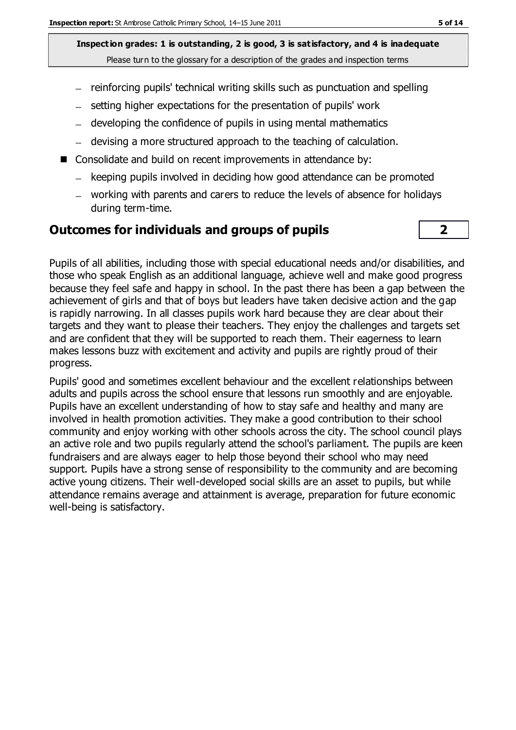- reinforcing pupils' technical writing skills such as punctuation and spelling
- setting higher expectations for the presentation of pupils' work
- developing the confidence of pupils in using mental mathematics
- devising a more structured approach to the teaching of calculation.

- Consolidate and build on recent improvements in attendance by:
  - keeping pupils involved in deciding how good attendance can be promoted
  - working with parents and carers to reduce the levels of absence for holidays during term-time.

## Outcomes for individuals and groups of pupils — 2

Pupils of all abilities, including those with special educational needs and/or disabilities, and those who speak English as an additional language, achieve well and make good progress because they feel safe and happy in school. In the past there has been a gap between the achievement of girls and that of boys but leaders have taken decisive action and the gap is rapidly narrowing. In all classes pupils work hard because they are clear about their targets and they want to please their teachers. They enjoy the challenges and targets set and are confident that they will be supported to reach them. Their eagerness to learn makes lessons buzz with excitement and activity and pupils are rightly proud of their progress.

Pupils' good and sometimes excellent behaviour and the excellent relationships between adults and pupils across the school ensure that lessons run smoothly and are enjoyable. Pupils have an excellent understanding of how to stay safe and healthy and many are involved in health promotion activities. They make a good contribution to their school community and enjoy working with other schools across the city. The school council plays an active role and two pupils regularly attend the school's parliament. The pupils are keen fundraisers and are always eager to help those beyond their school who may need support. Pupils have a strong sense of responsibility to the community and are becoming active young citizens. Their well-developed social skills are an asset to pupils, but while attendance remains average and attainment is average, preparation for future economic well-being is satisfactory.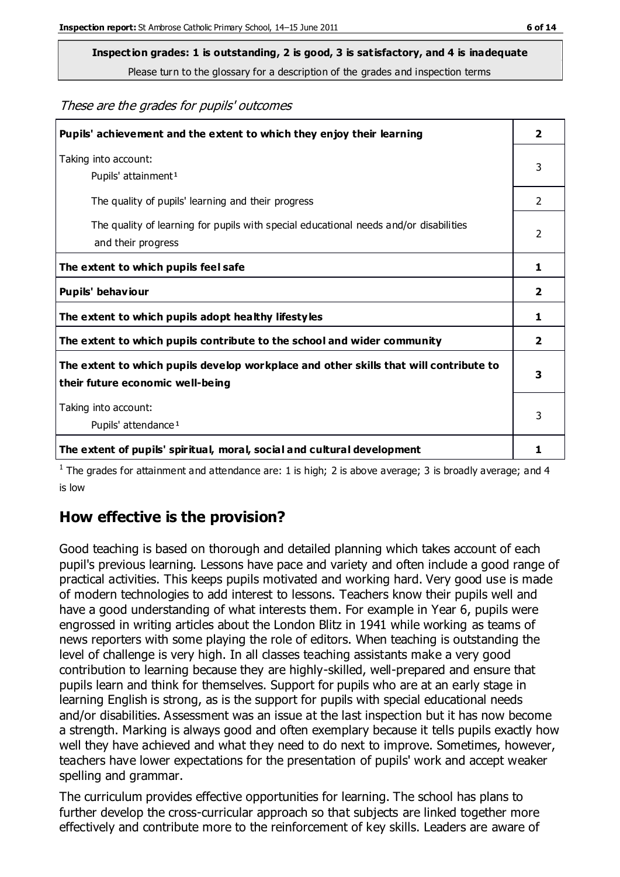**Inspection grades: 1 is outstanding, 2 is good, 3 is satisfactory, and 4 is inadequate**
Please turn to the glossary for a description of the grades and inspection terms

*These are the grades for pupils' outcomes*

| | |
|---|---|
| **Pupils' achievement and the extent to which they enjoy their learning** | **2** |
| Taking into account: Pupils' attainment [1] | 3 |
| The quality of pupils' learning and their progress | 2 |
| The quality of learning for pupils with special educational needs and/or disabilities and their progress | 2 |
| **The extent to which pupils feel safe** | **1** |
| **Pupils' behaviour** | **2** |
| **The extent to which pupils adopt healthy lifestyles** | **1** |
| **The extent to which pupils contribute to the school and wider community** | **2** |
| **The extent to which pupils develop workplace and other skills that will contribute to their future economic well-being** | **3** |
| Taking into account: Pupils' attendance [1] | 3 |
| **The extent of pupils' spiritual, moral, social and cultural development** | **1** |

[1] The grades for attainment and attendance are: 1 is high; 2 is above average; 3 is broadly average; and 4 is low

## How effective is the provision?

Good teaching is based on thorough and detailed planning which takes account of each pupil's previous learning. Lessons have pace and variety and often include a good range of practical activities. This keeps pupils motivated and working hard. Very good use is made of modern technologies to add interest to lessons. Teachers know their pupils well and have a good understanding of what interests them. For example in Year 6, pupils were engrossed in writing articles about the London Blitz in 1941 while working as teams of news reporters with some playing the role of editors. When teaching is outstanding the level of challenge is very high. In all classes teaching assistants make a very good contribution to learning because they are highly-skilled, well-prepared and ensure that pupils learn and think for themselves. Support for pupils who are at an early stage in learning English is strong, as is the support for pupils with special educational needs and/or disabilities. Assessment was an issue at the last inspection but it has now become a strength. Marking is always good and often exemplary because it tells pupils exactly how well they have achieved and what they need to do next to improve. Sometimes, however, teachers have lower expectations for the presentation of pupils' work and accept weaker spelling and grammar.

The curriculum provides effective opportunities for learning. The school has plans to further develop the cross-curricular approach so that subjects are linked together more effectively and contribute more to the reinforcement of key skills. Leaders are aware of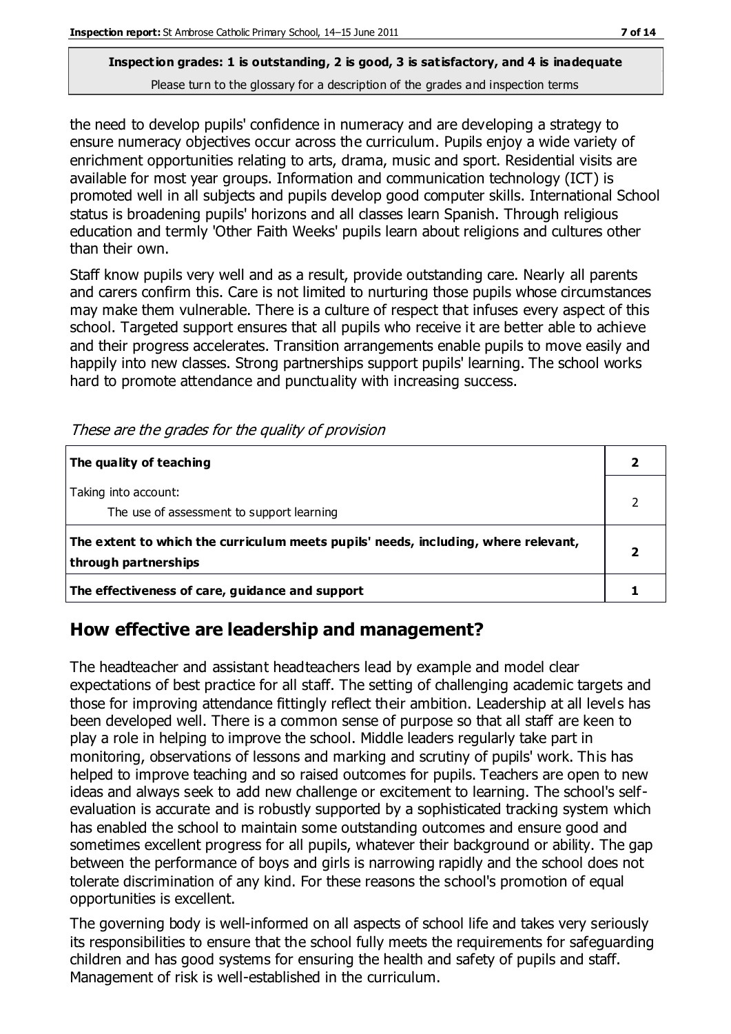**Inspection grades: 1 is outstanding, 2 is good, 3 is satisfactory, and 4 is inadequate**
Please turn to the glossary for a description of the grades and inspection terms

the need to develop pupils' confidence in numeracy and are developing a strategy to ensure numeracy objectives occur across the curriculum. Pupils enjoy a wide variety of enrichment opportunities relating to arts, drama, music and sport. Residential visits are available for most year groups. Information and communication technology (ICT) is promoted well in all subjects and pupils develop good computer skills. International School status is broadening pupils' horizons and all classes learn Spanish. Through religious education and termly 'Other Faith Weeks' pupils learn about religions and cultures other than their own.

Staff know pupils very well and as a result, provide outstanding care. Nearly all parents and carers confirm this. Care is not limited to nurturing those pupils whose circumstances may make them vulnerable. There is a culture of respect that infuses every aspect of this school. Targeted support ensures that all pupils who receive it are better able to achieve and their progress accelerates. Transition arrangements enable pupils to move easily and happily into new classes. Strong partnerships support pupils' learning. The school works hard to promote attendance and punctuality with increasing success.

*These are the grades for the quality of provision*

| | |
|---|---|
| **The quality of teaching** | **2** |
| Taking into account:<br>The use of assessment to support learning | 2 |
| **The extent to which the curriculum meets pupils' needs, including, where relevant, through partnerships** | **2** |
| **The effectiveness of care, guidance and support** | **1** |

## How effective are leadership and management?

The headteacher and assistant headteachers lead by example and model clear expectations of best practice for all staff. The setting of challenging academic targets and those for improving attendance fittingly reflect their ambition. Leadership at all levels has been developed well. There is a common sense of purpose so that all staff are keen to play a role in helping to improve the school. Middle leaders regularly take part in monitoring, observations of lessons and marking and scrutiny of pupils' work. This has helped to improve teaching and so raised outcomes for pupils. Teachers are open to new ideas and always seek to add new challenge or excitement to learning. The school's self-evaluation is accurate and is robustly supported by a sophisticated tracking system which has enabled the school to maintain some outstanding outcomes and ensure good and sometimes excellent progress for all pupils, whatever their background or ability. The gap between the performance of boys and girls is narrowing rapidly and the school does not tolerate discrimination of any kind. For these reasons the school's promotion of equal opportunities is excellent.

The governing body is well-informed on all aspects of school life and takes very seriously its responsibilities to ensure that the school fully meets the requirements for safeguarding children and has good systems for ensuring the health and safety of pupils and staff. Management of risk is well-established in the curriculum.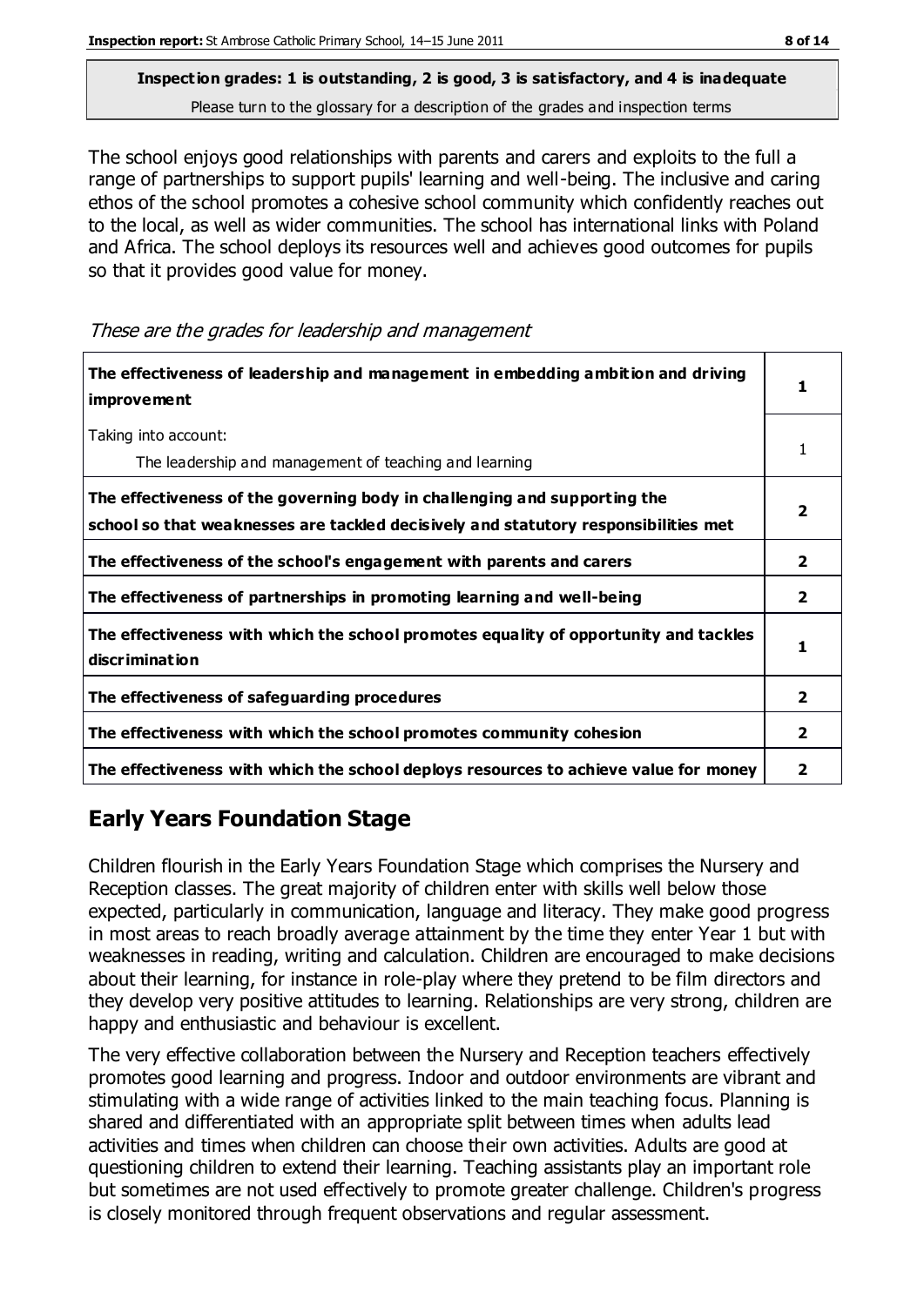**Inspection grades: 1 is outstanding, 2 is good, 3 is satisfactory, and 4 is inadequate**
Please turn to the glossary for a description of the grades and inspection terms

The school enjoys good relationships with parents and carers and exploits to the full a range of partnerships to support pupils' learning and well-being. The inclusive and caring ethos of the school promotes a cohesive school community which confidently reaches out to the local, as well as wider communities. The school has international links with Poland and Africa. The school deploys its resources well and achieves good outcomes for pupils so that it provides good value for money.

*These are the grades for leadership and management*

| | |
|---|---|
| **The effectiveness of leadership and management in embedding ambition and driving improvement** | **1** |
| Taking into account: The leadership and management of teaching and learning | 1 |
| **The effectiveness of the governing body in challenging and supporting the school so that weaknesses are tackled decisively and statutory responsibilities met** | **2** |
| **The effectiveness of the school's engagement with parents and carers** | **2** |
| **The effectiveness of partnerships in promoting learning and well-being** | **2** |
| **The effectiveness with which the school promotes equality of opportunity and tackles discrimination** | **1** |
| **The effectiveness of safeguarding procedures** | **2** |
| **The effectiveness with which the school promotes community cohesion** | **2** |
| **The effectiveness with which the school deploys resources to achieve value for money** | **2** |

## Early Years Foundation Stage

Children flourish in the Early Years Foundation Stage which comprises the Nursery and Reception classes. The great majority of children enter with skills well below those expected, particularly in communication, language and literacy. They make good progress in most areas to reach broadly average attainment by the time they enter Year 1 but with weaknesses in reading, writing and calculation. Children are encouraged to make decisions about their learning, for instance in role-play where they pretend to be film directors and they develop very positive attitudes to learning. Relationships are very strong, children are happy and enthusiastic and behaviour is excellent.

The very effective collaboration between the Nursery and Reception teachers effectively promotes good learning and progress. Indoor and outdoor environments are vibrant and stimulating with a wide range of activities linked to the main teaching focus. Planning is shared and differentiated with an appropriate split between times when adults lead activities and times when children can choose their own activities. Adults are good at questioning children to extend their learning. Teaching assistants play an important role but sometimes are not used effectively to promote greater challenge. Children's progress is closely monitored through frequent observations and regular assessment.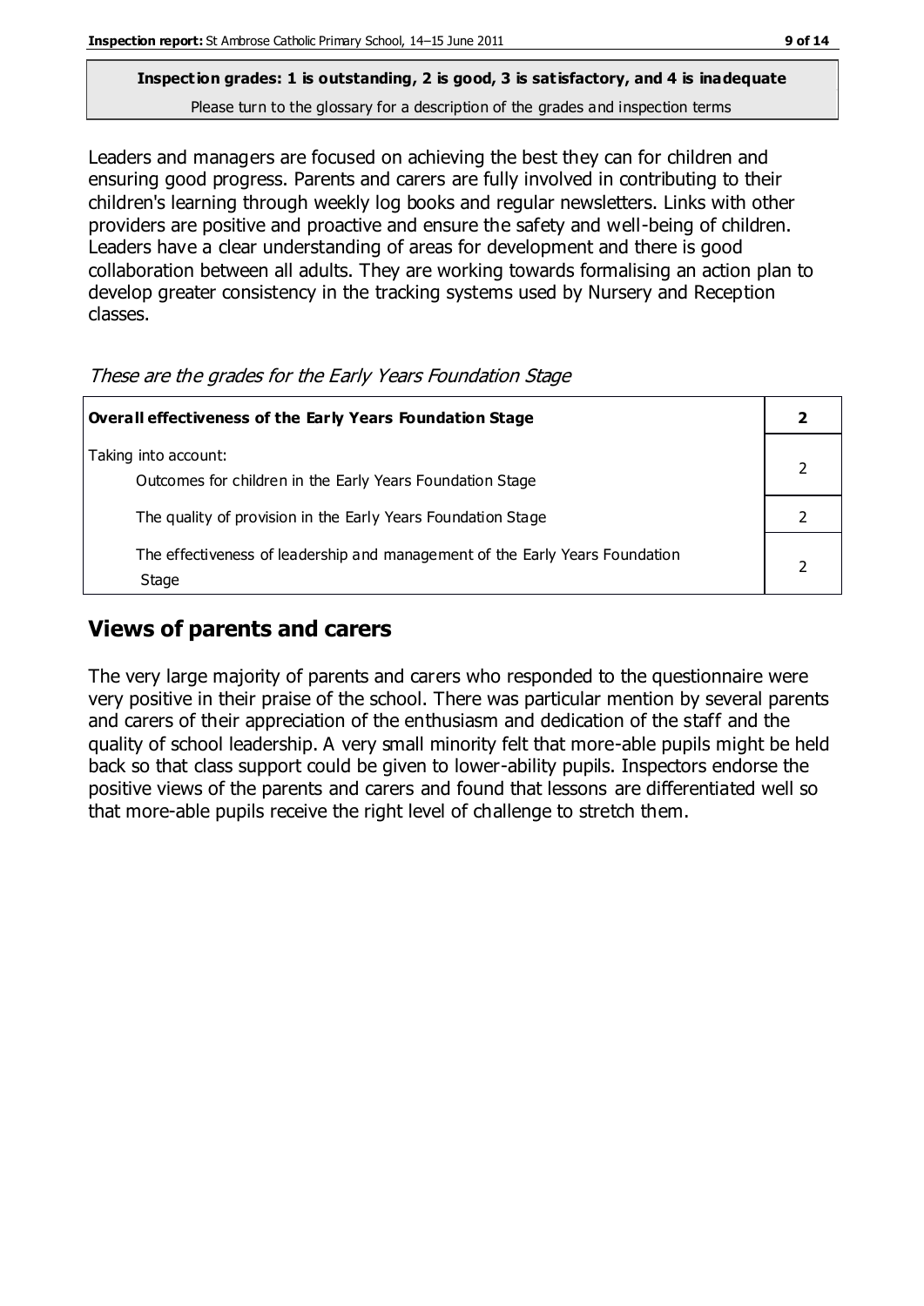**Inspection grades: 1 is outstanding, 2 is good, 3 is satisfactory, and 4 is inadequate**
Please turn to the glossary for a description of the grades and inspection terms

Leaders and managers are focused on achieving the best they can for children and ensuring good progress. Parents and carers are fully involved in contributing to their children's learning through weekly log books and regular newsletters. Links with other providers are positive and proactive and ensure the safety and well-being of children. Leaders have a clear understanding of areas for development and there is good collaboration between all adults. They are working towards formalising an action plan to develop greater consistency in the tracking systems used by Nursery and Reception classes.

*These are the grades for the Early Years Foundation Stage*

| **Overall effectiveness of the Early Years Foundation Stage** | **2** |
|---|---|
| Taking into account: Outcomes for children in the Early Years Foundation Stage | 2 |
| The quality of provision in the Early Years Foundation Stage | 2 |
| The effectiveness of leadership and management of the Early Years Foundation Stage | 2 |

## Views of parents and carers

The very large majority of parents and carers who responded to the questionnaire were very positive in their praise of the school. There was particular mention by several parents and carers of their appreciation of the enthusiasm and dedication of the staff and the quality of school leadership. A very small minority felt that more-able pupils might be held back so that class support could be given to lower-ability pupils. Inspectors endorse the positive views of the parents and carers and found that lessons are differentiated well so that more-able pupils receive the right level of challenge to stretch them.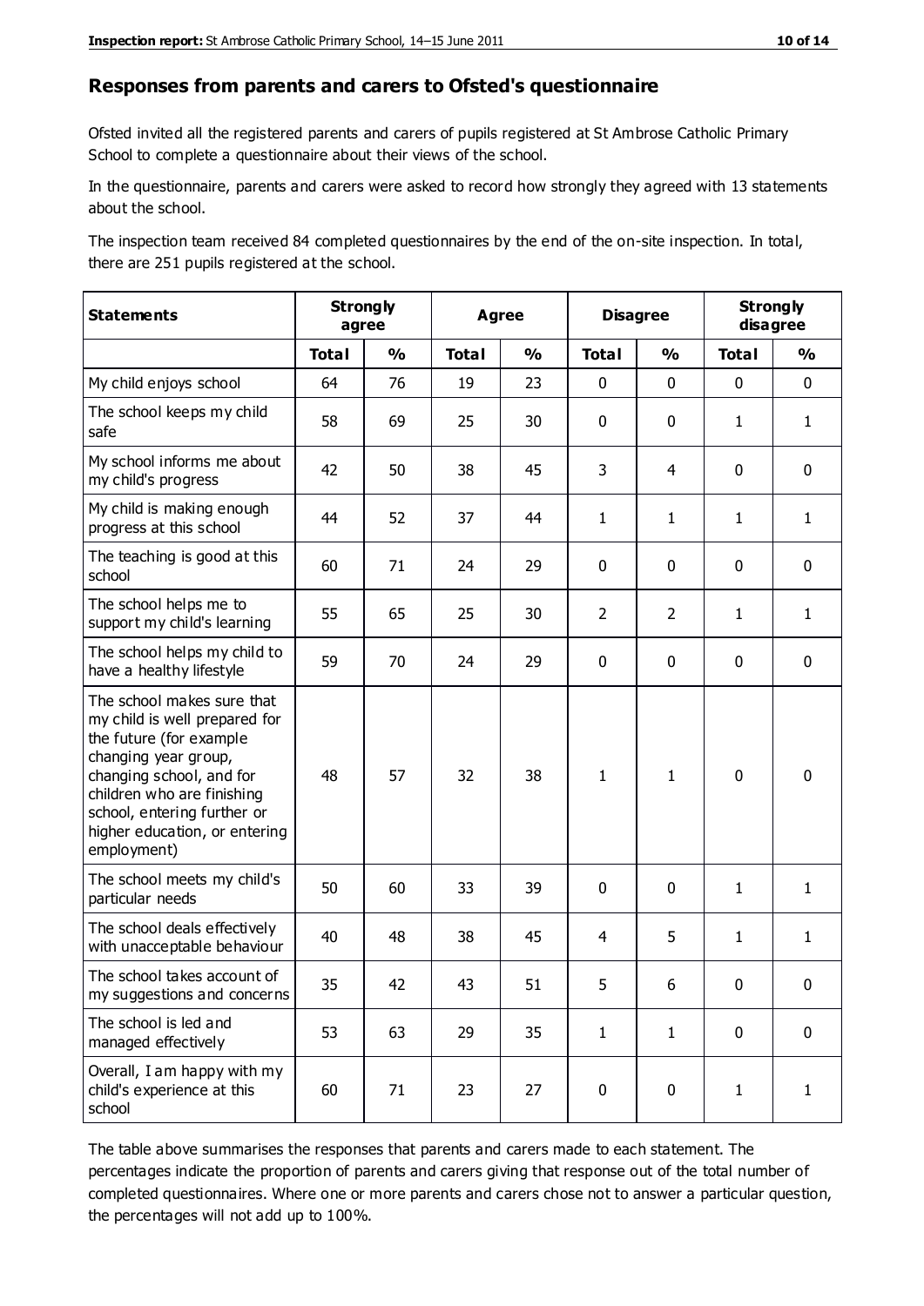## Responses from parents and carers to Ofsted's questionnaire

Ofsted invited all the registered parents and carers of pupils registered at St Ambrose Catholic Primary School to complete a questionnaire about their views of the school.

In the questionnaire, parents and carers were asked to record how strongly they agreed with 13 statements about the school.

The inspection team received 84 completed questionnaires by the end of the on-site inspection. In total, there are 251 pupils registered at the school.

| Statements | Strongly agree | | Agree | | Disagree | | Strongly disagree | |
|---|---|---|---|---|---|---|---|---|
| | Total | % | Total | % | Total | % | Total | % |
| My child enjoys school | 64 | 76 | 19 | 23 | 0 | 0 | 0 | 0 |
| The school keeps my child safe | 58 | 69 | 25 | 30 | 0 | 0 | 1 | 1 |
| My school informs me about my child's progress | 42 | 50 | 38 | 45 | 3 | 4 | 0 | 0 |
| My child is making enough progress at this school | 44 | 52 | 37 | 44 | 1 | 1 | 1 | 1 |
| The teaching is good at this school | 60 | 71 | 24 | 29 | 0 | 0 | 0 | 0 |
| The school helps me to support my child's learning | 55 | 65 | 25 | 30 | 2 | 2 | 1 | 1 |
| The school helps my child to have a healthy lifestyle | 59 | 70 | 24 | 29 | 0 | 0 | 0 | 0 |
| The school makes sure that my child is well prepared for the future (for example changing year group, changing school, and for children who are finishing school, entering further or higher education, or entering employment) | 48 | 57 | 32 | 38 | 1 | 1 | 0 | 0 |
| The school meets my child's particular needs | 50 | 60 | 33 | 39 | 0 | 0 | 1 | 1 |
| The school deals effectively with unacceptable behaviour | 40 | 48 | 38 | 45 | 4 | 5 | 1 | 1 |
| The school takes account of my suggestions and concerns | 35 | 42 | 43 | 51 | 5 | 6 | 0 | 0 |
| The school is led and managed effectively | 53 | 63 | 29 | 35 | 1 | 1 | 0 | 0 |
| Overall, I am happy with my child's experience at this school | 60 | 71 | 23 | 27 | 0 | 0 | 1 | 1 |

The table above summarises the responses that parents and carers made to each statement. The percentages indicate the proportion of parents and carers giving that response out of the total number of completed questionnaires. Where one or more parents and carers chose not to answer a particular question, the percentages will not add up to 100%.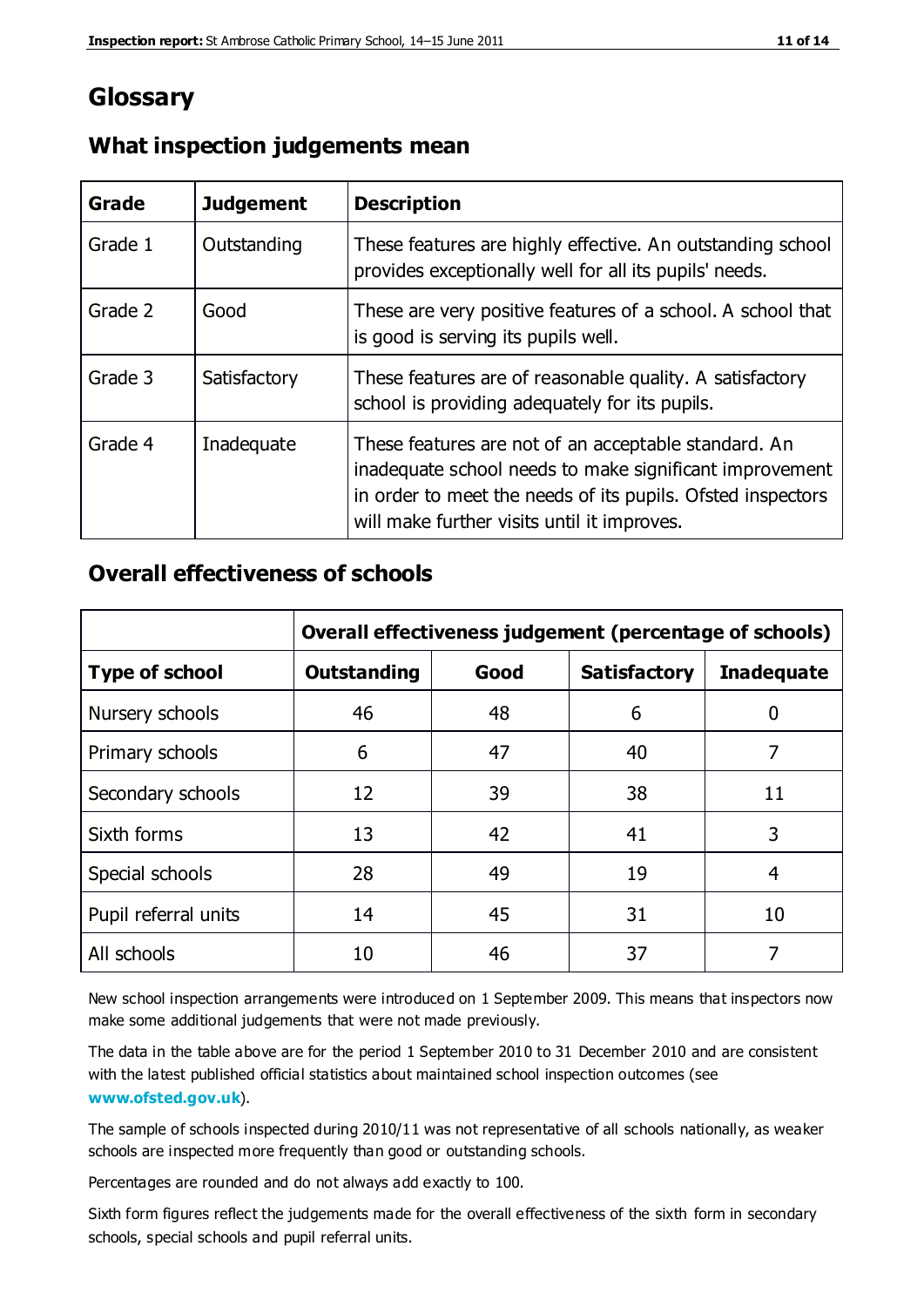# Glossary

## What inspection judgements mean

| Grade | Judgement | Description |
|---|---|---|
| Grade 1 | Outstanding | These features are highly effective. An outstanding school provides exceptionally well for all its pupils' needs. |
| Grade 2 | Good | These are very positive features of a school. A school that is good is serving its pupils well. |
| Grade 3 | Satisfactory | These features are of reasonable quality. A satisfactory school is providing adequately for its pupils. |
| Grade 4 | Inadequate | These features are not of an acceptable standard. An inadequate school needs to make significant improvement in order to meet the needs of its pupils. Ofsted inspectors will make further visits until it improves. |

## Overall effectiveness of schools

| | Overall effectiveness judgement (percentage of schools) | | | |
|---|---|---|---|---|
| **Type of school** | **Outstanding** | **Good** | **Satisfactory** | **Inadequate** |
| Nursery schools | 46 | 48 | 6 | 0 |
| Primary schools | 6 | 47 | 40 | 7 |
| Secondary schools | 12 | 39 | 38 | 11 |
| Sixth forms | 13 | 42 | 41 | 3 |
| Special schools | 28 | 49 | 19 | 4 |
| Pupil referral units | 14 | 45 | 31 | 10 |
| All schools | 10 | 46 | 37 | 7 |

New school inspection arrangements were introduced on 1 September 2009. This means that inspectors now make some additional judgements that were not made previously.

The data in the table above are for the period 1 September 2010 to 31 December 2010 and are consistent with the latest published official statistics about maintained school inspection outcomes (see www.ofsted.gov.uk).

The sample of schools inspected during 2010/11 was not representative of all schools nationally, as weaker schools are inspected more frequently than good or outstanding schools.

Percentages are rounded and do not always add exactly to 100.

Sixth form figures reflect the judgements made for the overall effectiveness of the sixth form in secondary schools, special schools and pupil referral units.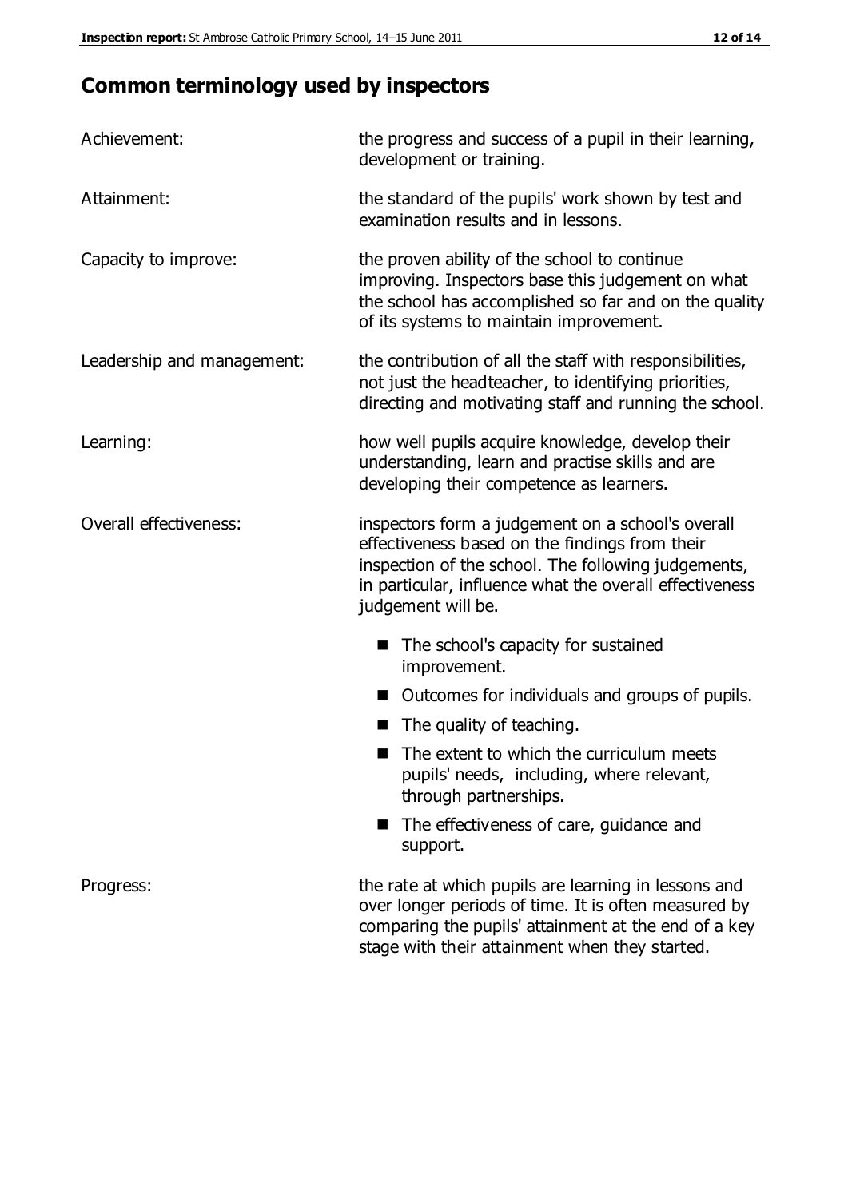## Common terminology used by inspectors

| | |
|---|---|
| Achievement: | the progress and success of a pupil in their learning, development or training. |
| Attainment: | the standard of the pupils' work shown by test and examination results and in lessons. |
| Capacity to improve: | the proven ability of the school to continue improving. Inspectors base this judgement on what the school has accomplished so far and on the quality of its systems to maintain improvement. |
| Leadership and management: | the contribution of all the staff with responsibilities, not just the headteacher, to identifying priorities, directing and motivating staff and running the school. |
| Learning: | how well pupils acquire knowledge, develop their understanding, learn and practise skills and are developing their competence as learners. |
| Overall effectiveness: | inspectors form a judgement on a school's overall effectiveness based on the findings from their inspection of the school. The following judgements, in particular, influence what the overall effectiveness judgement will be. ■ The school's capacity for sustained improvement. ■ Outcomes for individuals and groups of pupils. ■ The quality of teaching. ■ The extent to which the curriculum meets pupils' needs, including, where relevant, through partnerships. ■ The effectiveness of care, guidance and support. |
| Progress: | the rate at which pupils are learning in lessons and over longer periods of time. It is often measured by comparing the pupils' attainment at the end of a key stage with their attainment when they started. |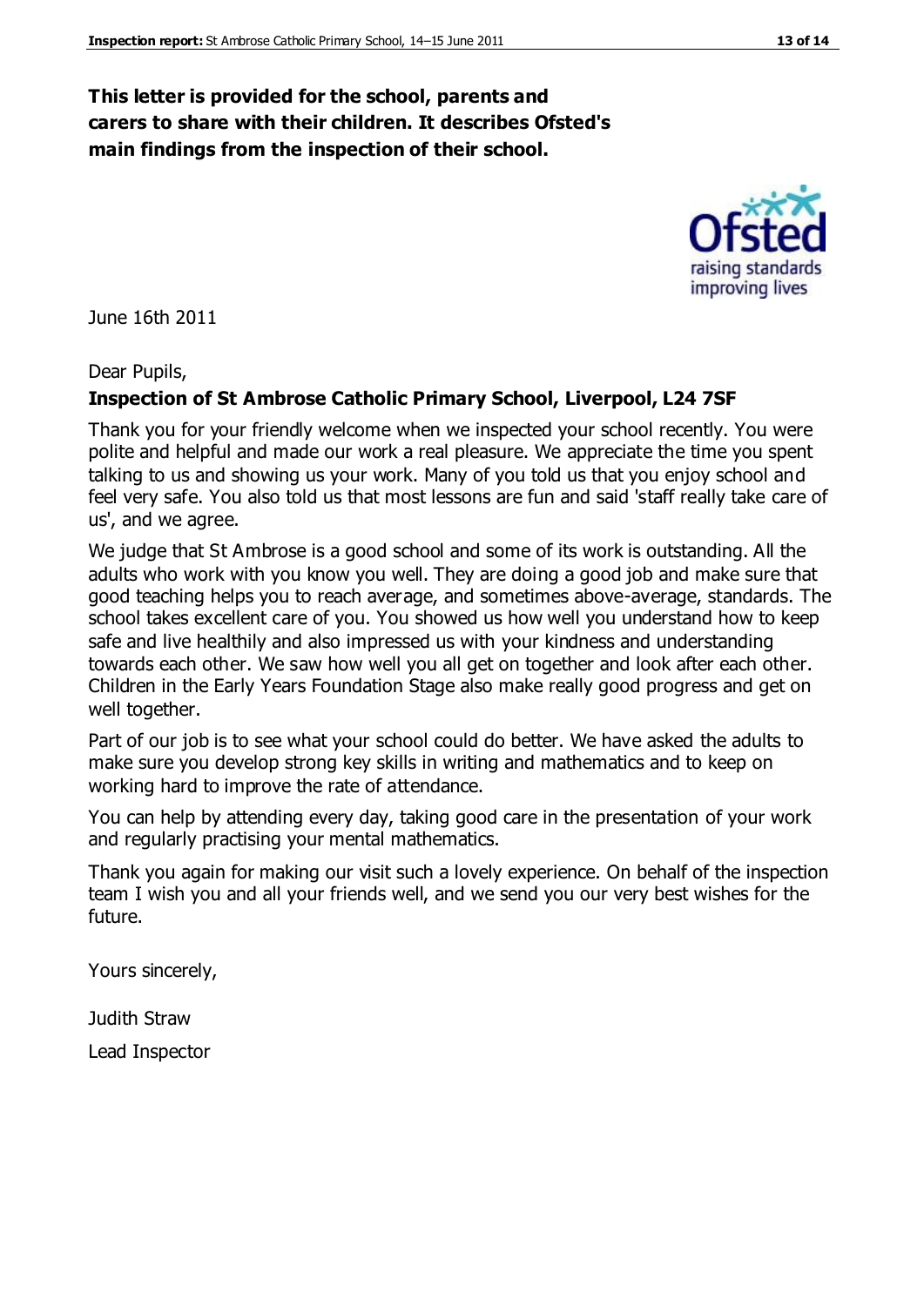**This letter is provided for the school, parents and carers to share with their children. It describes Ofsted's main findings from the inspection of their school.**

June 16th 2011

Dear Pupils,

**Inspection of St Ambrose Catholic Primary School, Liverpool, L24 7SF**

Thank you for your friendly welcome when we inspected your school recently. You were polite and helpful and made our work a real pleasure. We appreciate the time you spent talking to us and showing us your work. Many of you told us that you enjoy school and feel very safe. You also told us that most lessons are fun and said 'staff really take care of us', and we agree.

We judge that St Ambrose is a good school and some of its work is outstanding. All the adults who work with you know you well. They are doing a good job and make sure that good teaching helps you to reach average, and sometimes above-average, standards. The school takes excellent care of you. You showed us how well you understand how to keep safe and live healthily and also impressed us with your kindness and understanding towards each other. We saw how well you all get on together and look after each other. Children in the Early Years Foundation Stage also make really good progress and get on well together.

Part of our job is to see what your school could do better. We have asked the adults to make sure you develop strong key skills in writing and mathematics and to keep on working hard to improve the rate of attendance.

You can help by attending every day, taking good care in the presentation of your work and regularly practising your mental mathematics.

Thank you again for making our visit such a lovely experience. On behalf of the inspection team I wish you and all your friends well, and we send you our very best wishes for the future.

Yours sincerely,

Judith Straw

Lead Inspector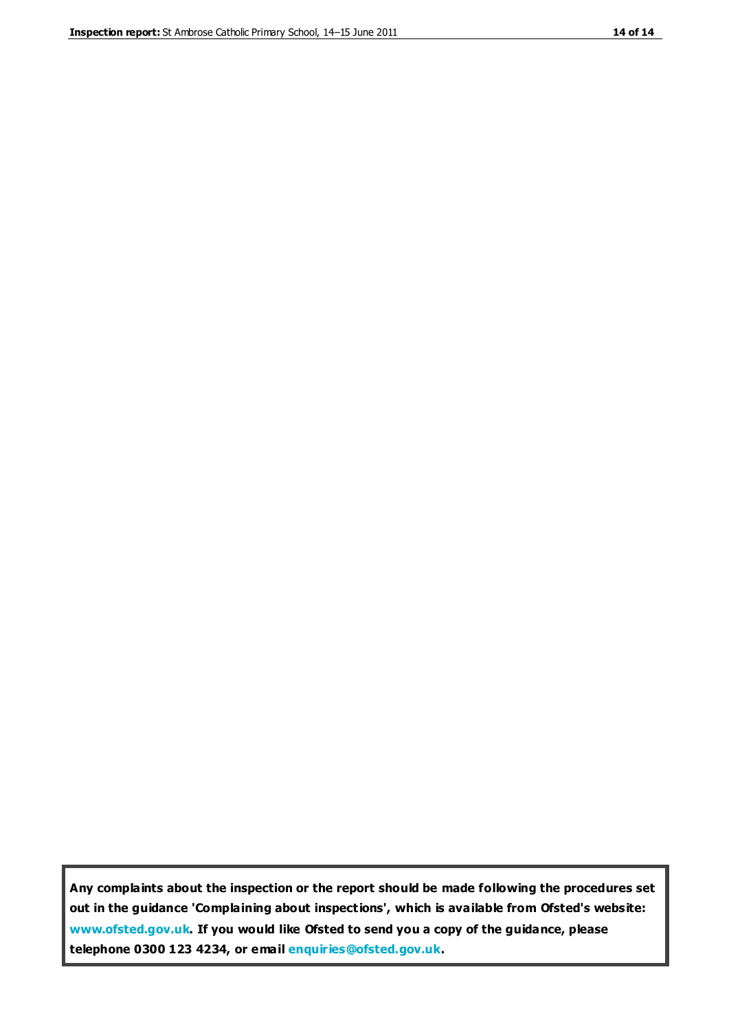**Any complaints about the inspection or the report should be made following the procedures set out in the guidance 'Complaining about inspections', which is available from Ofsted's website: www.ofsted.gov.uk. If you would like Ofsted to send you a copy of the guidance, please telephone 0300 123 4234, or email enquiries@ofsted.gov.uk.**